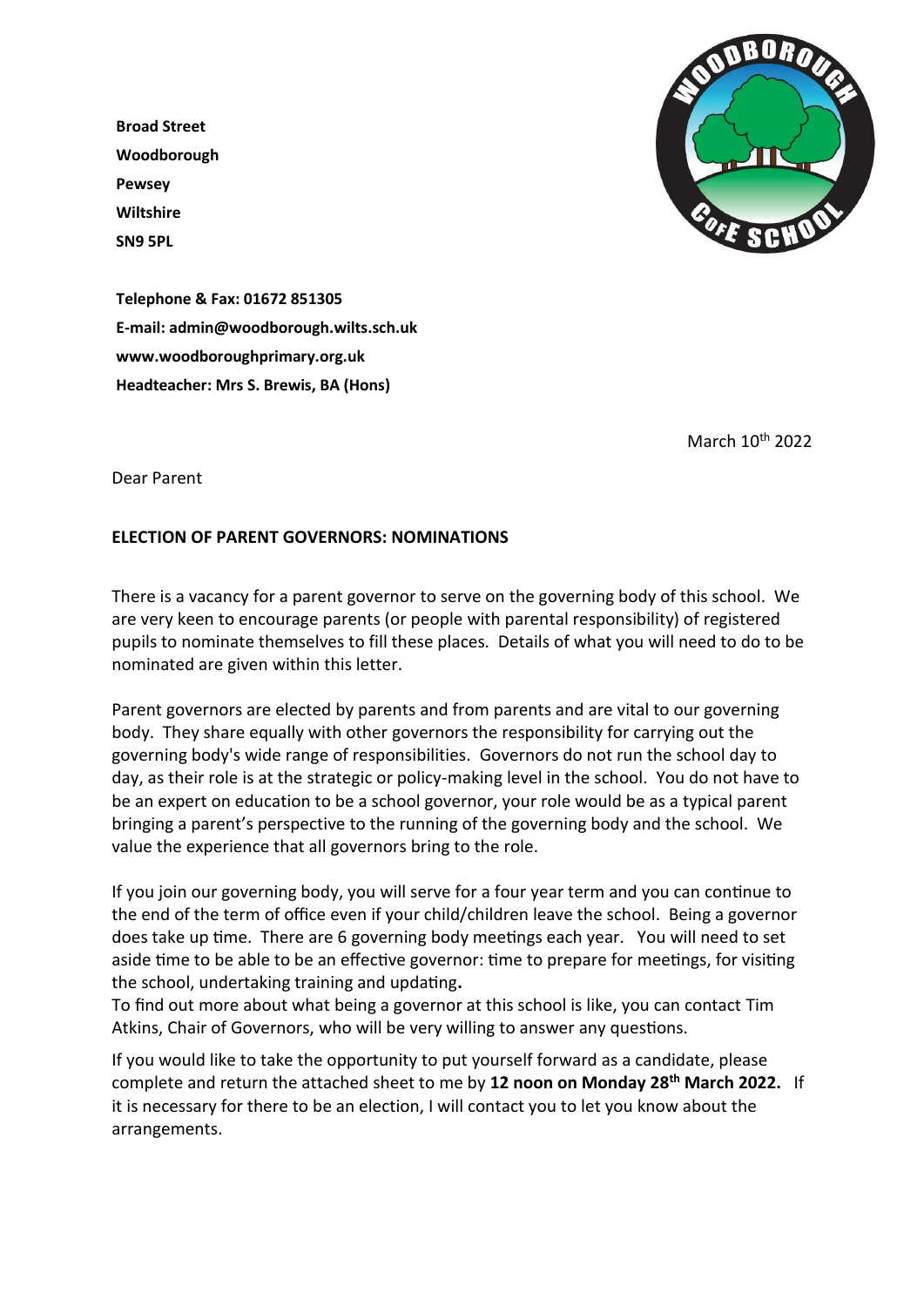**Broad Street**
**Woodborough**
**Pewsey**
**Wiltshire**
**SN9 5PL**

**Telephone & Fax: 01672 851305**
**E-mail: admin@woodborough.wilts.sch.uk**
**www.woodboroughprimary.org.uk**
**Headteacher: Mrs S. Brewis, BA (Hons)**

March 10th 2022

Dear Parent

**ELECTION OF PARENT GOVERNORS: NOMINATIONS**

There is a vacancy for a parent governor to serve on the governing body of this school. We are very keen to encourage parents (or people with parental responsibility) of registered pupils to nominate themselves to fill these places. Details of what you will need to do to be nominated are given within this letter.

Parent governors are elected by parents and from parents and are vital to our governing body. They share equally with other governors the responsibility for carrying out the governing body's wide range of responsibilities. Governors do not run the school day to day, as their role is at the strategic or policy-making level in the school. You do not have to be an expert on education to be a school governor, your role would be as a typical parent bringing a parent's perspective to the running of the governing body and the school. We value the experience that all governors bring to the role.

If you join our governing body, you will serve for a four year term and you can continue to the end of the term of office even if your child/children leave the school. Being a governor does take up time. There are 6 governing body meetings each year. You will need to set aside time to be able to be an effective governor: time to prepare for meetings, for visiting the school, undertaking training and updating.
To find out more about what being a governor at this school is like, you can contact Tim Atkins, Chair of Governors, who will be very willing to answer any questions.

If you would like to take the opportunity to put yourself forward as a candidate, please complete and return the attached sheet to me by **12 noon on Monday 28th March 2022.** If it is necessary for there to be an election, I will contact you to let you know about the arrangements.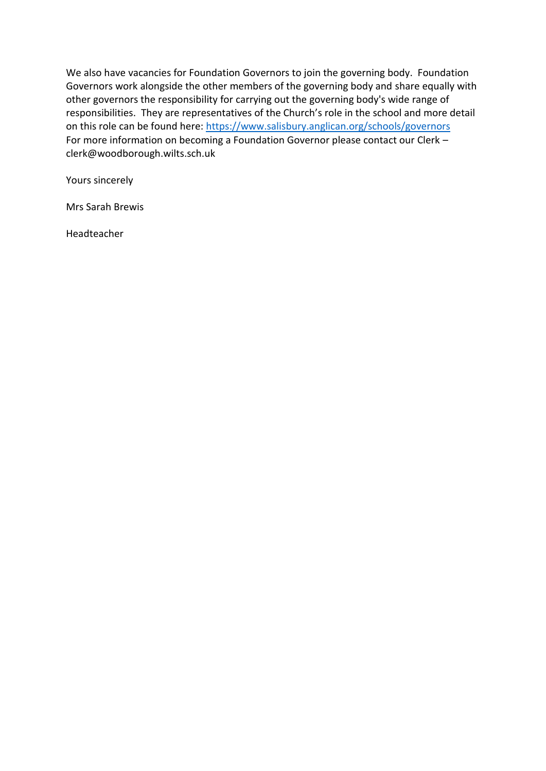We also have vacancies for Foundation Governors to join the governing body. Foundation Governors work alongside the other members of the governing body and share equally with other governors the responsibility for carrying out the governing body's wide range of responsibilities. They are representatives of the Church's role in the school and more detail on this role can be found here: [https://www.salisbury.anglican.org/schools/governors](https://www.salisbury.anglican.org/schools/governors)
For more information on becoming a Foundation Governor please contact our Clerk – clerk@woodborough.wilts.sch.uk

Yours sincerely

Mrs Sarah Brewis

Headteacher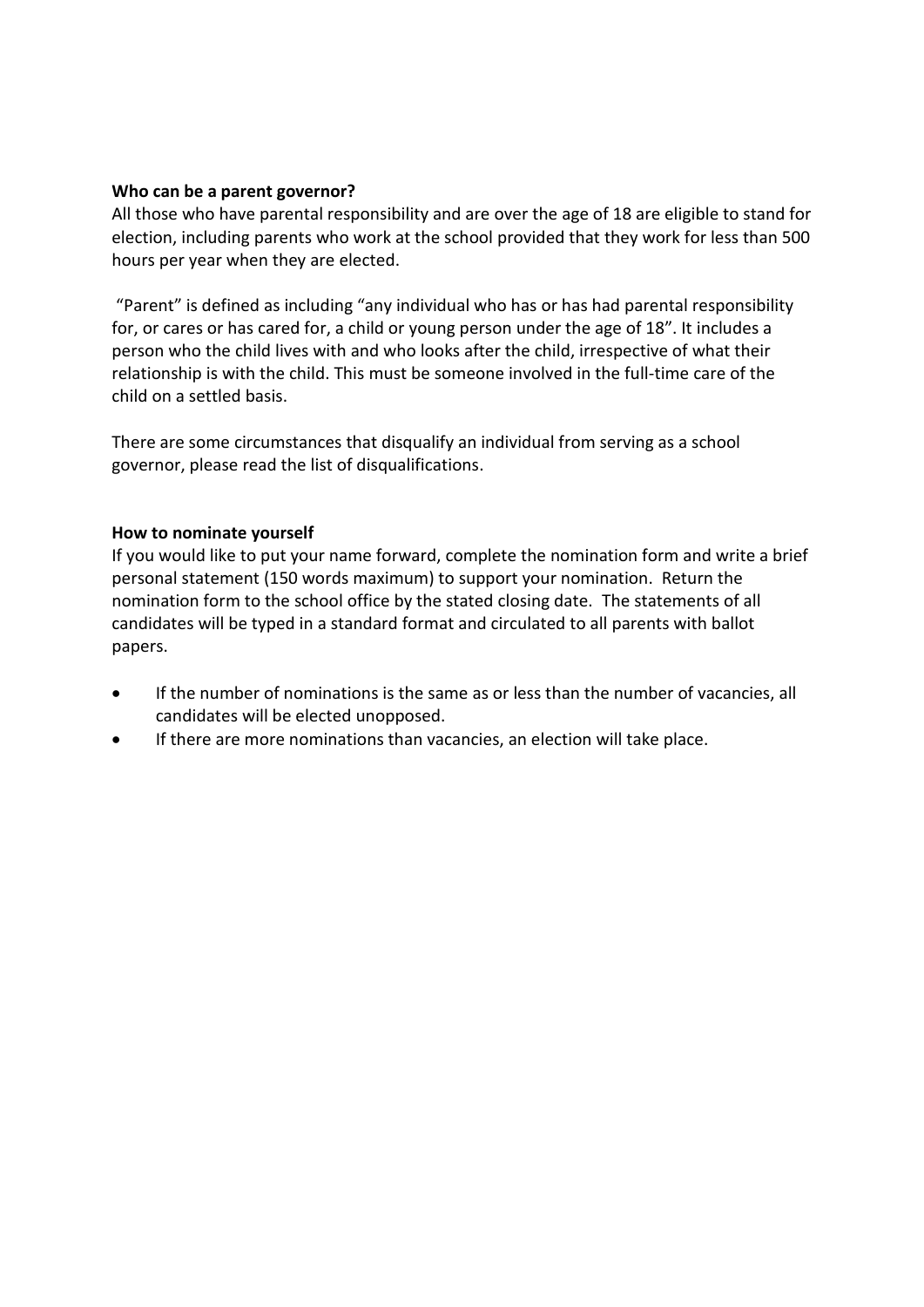**Who can be a parent governor?**

All those who have parental responsibility and are over the age of 18 are eligible to stand for election, including parents who work at the school provided that they work for less than 500 hours per year when they are elected.

"Parent" is defined as including "any individual who has or has had parental responsibility for, or cares or has cared for, a child or young person under the age of 18". It includes a person who the child lives with and who looks after the child, irrespective of what their relationship is with the child. This must be someone involved in the full-time care of the child on a settled basis.

There are some circumstances that disqualify an individual from serving as a school governor, please read the list of disqualifications.

**How to nominate yourself**

If you would like to put your name forward, complete the nomination form and write a brief personal statement (150 words maximum) to support your nomination. Return the nomination form to the school office by the stated closing date. The statements of all candidates will be typed in a standard format and circulated to all parents with ballot papers.

- If the number of nominations is the same as or less than the number of vacancies, all candidates will be elected unopposed.
- If there are more nominations than vacancies, an election will take place.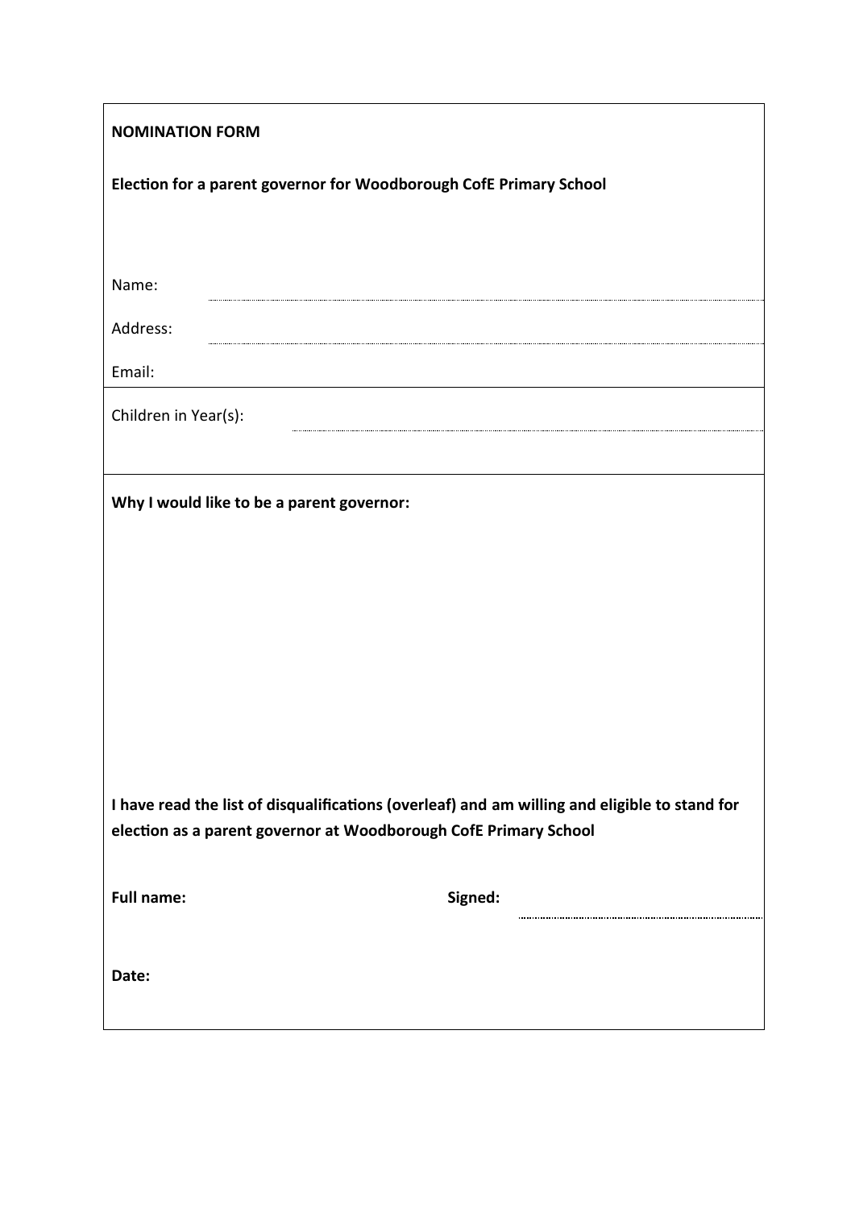**NOMINATION FORM**

**Election for a parent governor for Woodborough CofE Primary School**

Name: ..............................................................................................................

Address: ..............................................................................................................

Email:

Children in Year(s): ..............................................................................................................

**Why I would like to be a parent governor:**

**I have read the list of disqualifications (overleaf) and am willing and eligible to stand for election as a parent governor at Woodborough CofE Primary School**

**Full name:** **Signed:** ..............................................................

**Date:**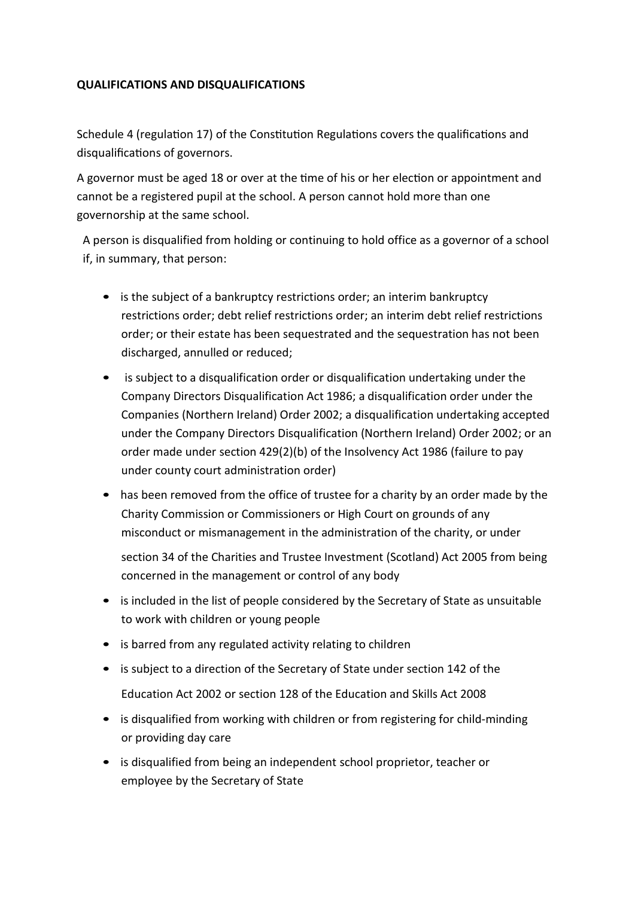**QUALIFICATIONS AND DISQUALIFICATIONS**

Schedule 4 (regulation 17) of the Constitution Regulations covers the qualifications and disqualifications of governors.

A governor must be aged 18 or over at the time of his or her election or appointment and cannot be a registered pupil at the school. A person cannot hold more than one governorship at the same school.

A person is disqualified from holding or continuing to hold office as a governor of a school if, in summary, that person:

- is the subject of a bankruptcy restrictions order; an interim bankruptcy restrictions order; debt relief restrictions order; an interim debt relief restrictions order; or their estate has been sequestrated and the sequestration has not been discharged, annulled or reduced;
- is subject to a disqualification order or disqualification undertaking under the Company Directors Disqualification Act 1986; a disqualification order under the Companies (Northern Ireland) Order 2002; a disqualification undertaking accepted under the Company Directors Disqualification (Northern Ireland) Order 2002; or an order made under section 429(2)(b) of the Insolvency Act 1986 (failure to pay under county court administration order)
- has been removed from the office of trustee for a charity by an order made by the Charity Commission or Commissioners or High Court on grounds of any misconduct or mismanagement in the administration of the charity, or under section 34 of the Charities and Trustee Investment (Scotland) Act 2005 from being concerned in the management or control of any body
- is included in the list of people considered by the Secretary of State as unsuitable to work with children or young people
- is barred from any regulated activity relating to children
- is subject to a direction of the Secretary of State under section 142 of the Education Act 2002 or section 128 of the Education and Skills Act 2008
- is disqualified from working with children or from registering for child-minding or providing day care
- is disqualified from being an independent school proprietor, teacher or employee by the Secretary of State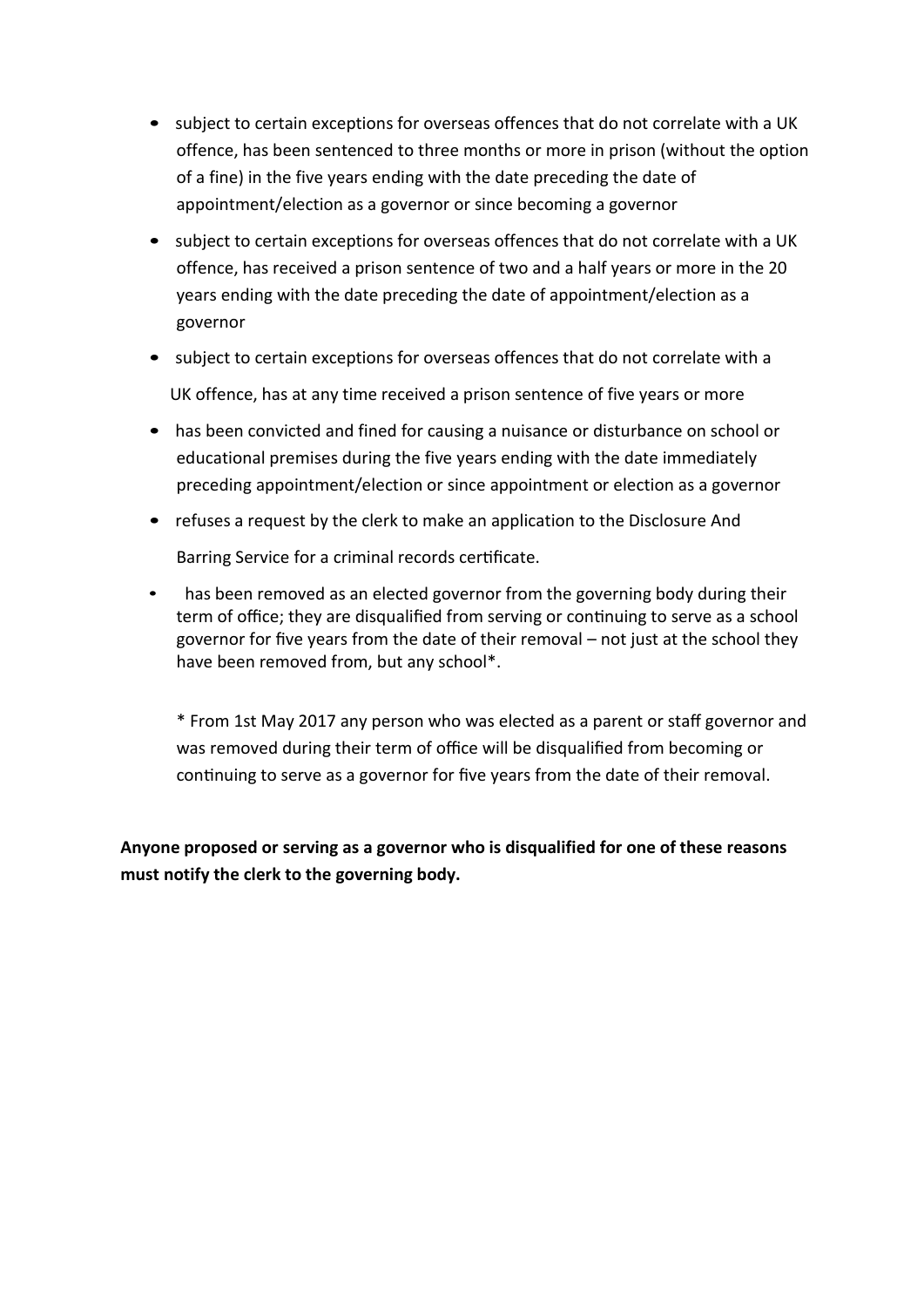- subject to certain exceptions for overseas offences that do not correlate with a UK offence, has been sentenced to three months or more in prison (without the option of a fine) in the five years ending with the date preceding the date of appointment/election as a governor or since becoming a governor
- subject to certain exceptions for overseas offences that do not correlate with a UK offence, has received a prison sentence of two and a half years or more in the 20 years ending with the date preceding the date of appointment/election as a governor
- subject to certain exceptions for overseas offences that do not correlate with a UK offence, has at any time received a prison sentence of five years or more
- has been convicted and fined for causing a nuisance or disturbance on school or educational premises during the five years ending with the date immediately preceding appointment/election or since appointment or election as a governor
- refuses a request by the clerk to make an application to the Disclosure And Barring Service for a criminal records certificate.
- has been removed as an elected governor from the governing body during their term of office; they are disqualified from serving or continuing to serve as a school governor for five years from the date of their removal – not just at the school they have been removed from, but any school*.

  * From 1st May 2017 any person who was elected as a parent or staff governor and was removed during their term of office will be disqualified from becoming or continuing to serve as a governor for five years from the date of their removal.

**Anyone proposed or serving as a governor who is disqualified for one of these reasons must notify the clerk to the governing body.**